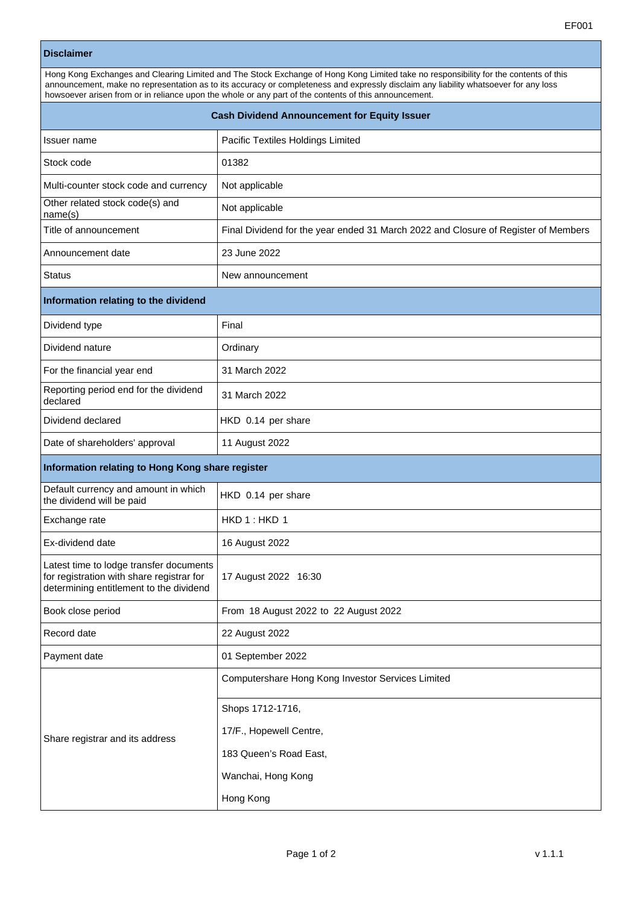EF001

| Disclaimer | |
|---|---|
| Hong Kong Exchanges and Clearing Limited and The Stock Exchange of Hong Kong Limited take no responsibility for the contents of this announcement, make no representation as to its accuracy or completeness and expressly disclaim any liability whatsoever for any loss howsoever arisen from or in reliance upon the whole or any part of the contents of this announcement. | |
| **Cash Dividend Announcement for Equity Issuer** | |
| Issuer name | Pacific Textiles Holdings Limited |
| Stock code | 01382 |
| Multi-counter stock code and currency | Not applicable |
| Other related stock code(s) and name(s) | Not applicable |
| Title of announcement | Final Dividend for the year ended 31 March 2022 and Closure of Register of Members |
| Announcement date | 23 June 2022 |
| Status | New announcement |
| **Information relating to the dividend** | |
| Dividend type | Final |
| Dividend nature | Ordinary |
| For the financial year end | 31 March 2022 |
| Reporting period end for the dividend declared | 31 March 2022 |
| Dividend declared | HKD 0.14 per share |
| Date of shareholders' approval | 11 August 2022 |
| **Information relating to Hong Kong share register** | |
| Default currency and amount in which the dividend will be paid | HKD 0.14 per share |
| Exchange rate | HKD 1 : HKD 1 |
| Ex-dividend date | 16 August 2022 |
| Latest time to lodge transfer documents for registration with share registrar for determining entitlement to the dividend | 17 August 2022 16:30 |
| Book close period | From 18 August 2022 to 22 August 2022 |
| Record date | 22 August 2022 |
| Payment date | 01 September 2022 |
| Share registrar and its address | Computershare Hong Kong Investor Services Limited<br>Shops 1712-1716,<br>17/F., Hopewell Centre,<br>183 Queen's Road East,<br>Wanchai, Hong Kong<br>Hong Kong |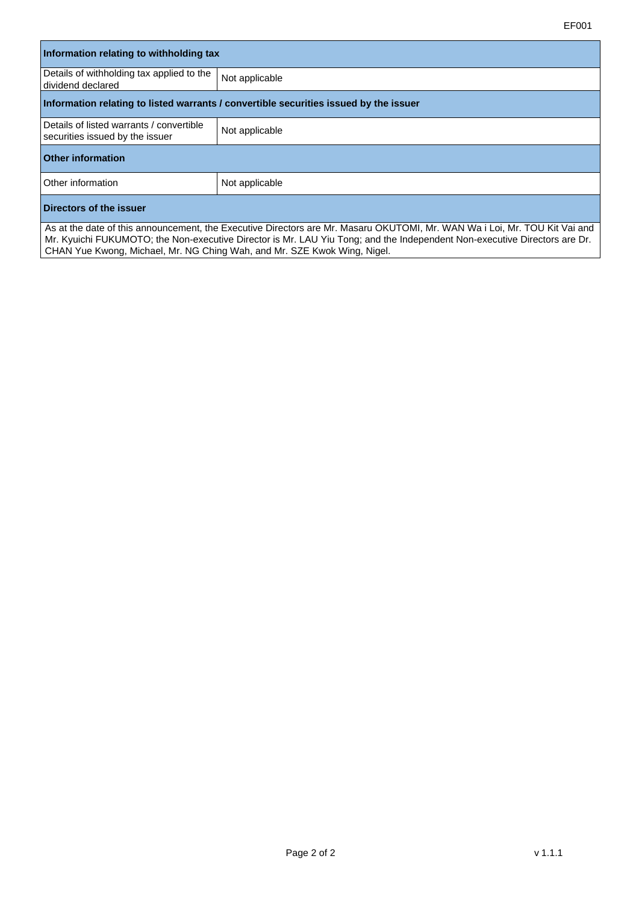| Information relating to withholding tax | |
|---|---|
| Details of withholding tax applied to the dividend declared | Not applicable |

| Information relating to listed warrants / convertible securities issued by the issuer | |
|---|---|
| Details of listed warrants / convertible securities issued by the issuer | Not applicable |

| Other information | |
|---|---|
| Other information | Not applicable |

**Directors of the issuer**

As at the date of this announcement, the Executive Directors are Mr. Masaru OKUTOMI, Mr. WAN Wa i Loi, Mr. TOU Kit Vai and Mr. Kyuichi FUKUMOTO; the Non-executive Director is Mr. LAU Yiu Tong; and the Independent Non-executive Directors are Dr. CHAN Yue Kwong, Michael, Mr. NG Ching Wah, and Mr. SZE Kwok Wing, Nigel.